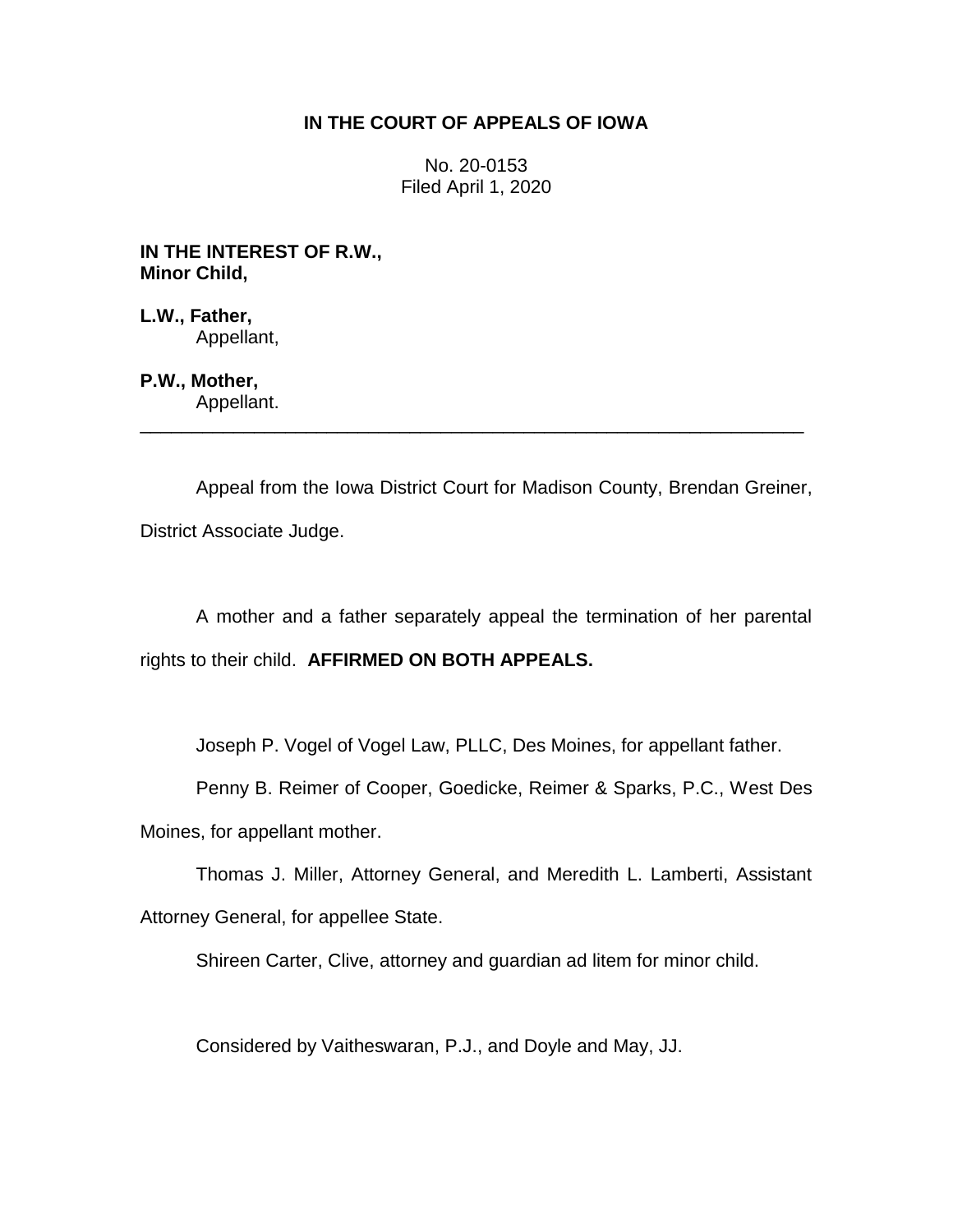# IN THE COURT OF APPEALS OF IOWA

No. 20-0153
Filed April 1, 2020

**IN THE INTEREST OF R.W.,**
**Minor Child,**

**L.W., Father,**
Appellant,

**P.W., Mother,**
Appellant.

---

Appeal from the Iowa District Court for Madison County, Brendan Greiner, District Associate Judge.

A mother and a father separately appeal the termination of her parental rights to their child. **AFFIRMED ON BOTH APPEALS.**

Joseph P. Vogel of Vogel Law, PLLC, Des Moines, for appellant father.

Penny B. Reimer of Cooper, Goedicke, Reimer & Sparks, P.C., West Des Moines, for appellant mother.

Thomas J. Miller, Attorney General, and Meredith L. Lamberti, Assistant Attorney General, for appellee State.

Shireen Carter, Clive, attorney and guardian ad litem for minor child.

Considered by Vaitheswaran, P.J., and Doyle and May, JJ.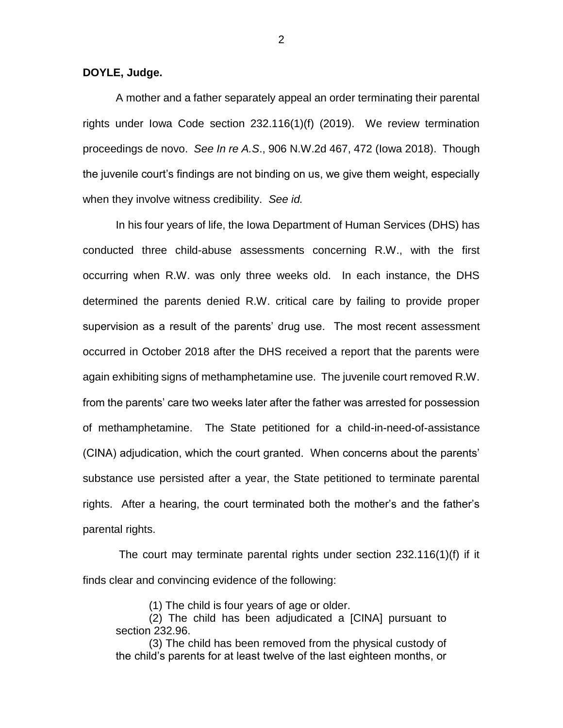**DOYLE, Judge.**

A mother and a father separately appeal an order terminating their parental rights under Iowa Code section 232.116(1)(f) (2019). We review termination proceedings de novo. *See In re A.S*., 906 N.W.2d 467, 472 (Iowa 2018). Though the juvenile court's findings are not binding on us, we give them weight, especially when they involve witness credibility. *See id.*

In his four years of life, the Iowa Department of Human Services (DHS) has conducted three child-abuse assessments concerning R.W., with the first occurring when R.W. was only three weeks old. In each instance, the DHS determined the parents denied R.W. critical care by failing to provide proper supervision as a result of the parents' drug use. The most recent assessment occurred in October 2018 after the DHS received a report that the parents were again exhibiting signs of methamphetamine use. The juvenile court removed R.W. from the parents' care two weeks later after the father was arrested for possession of methamphetamine. The State petitioned for a child-in-need-of-assistance (CINA) adjudication, which the court granted. When concerns about the parents' substance use persisted after a year, the State petitioned to terminate parental rights. After a hearing, the court terminated both the mother's and the father's parental rights.

The court may terminate parental rights under section 232.116(1)(f) if it finds clear and convincing evidence of the following:

> (1) The child is four years of age or older.
>
> (2) The child has been adjudicated a [CINA] pursuant to section 232.96.
>
> (3) The child has been removed from the physical custody of the child's parents for at least twelve of the last eighteen months, or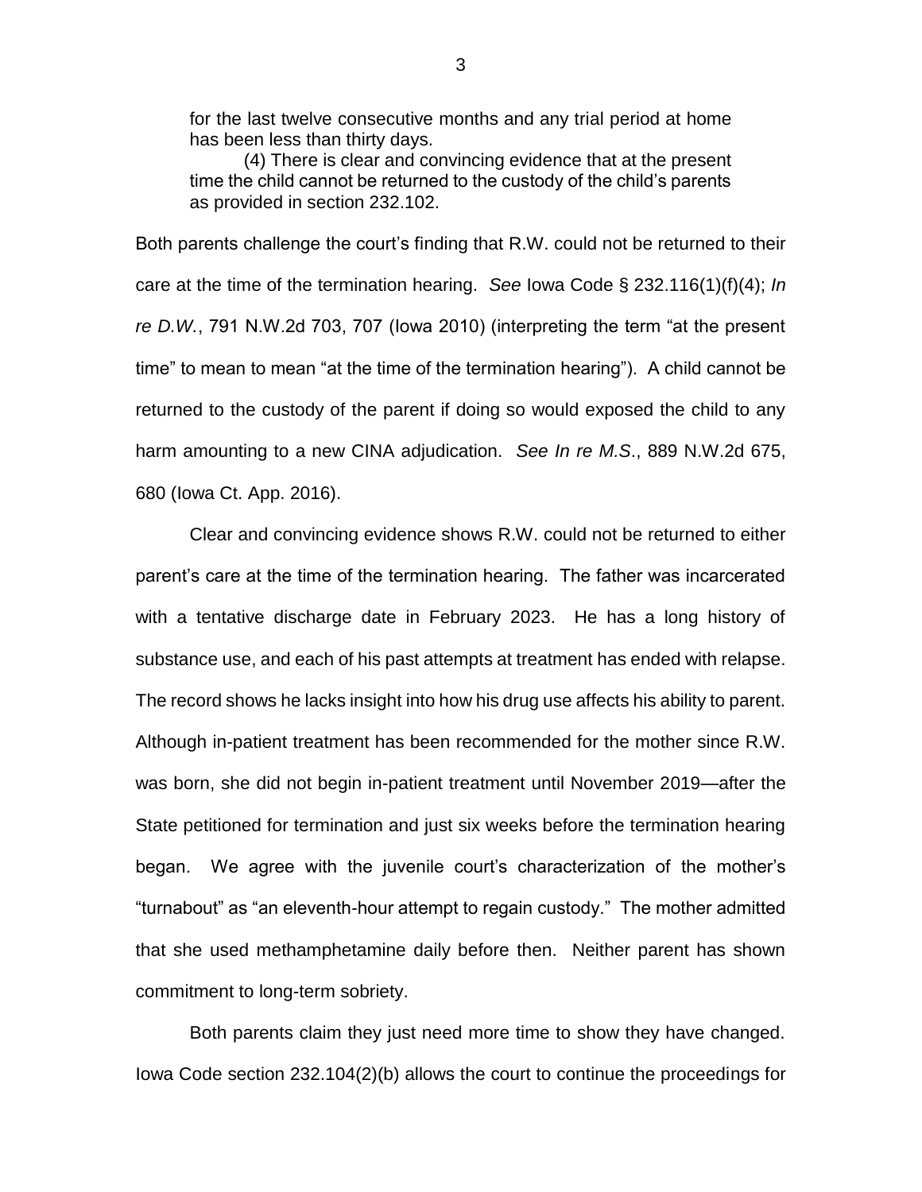> for the last twelve consecutive months and any trial period at home has been less than thirty days.
>
> (4) There is clear and convincing evidence that at the present time the child cannot be returned to the custody of the child's parents as provided in section 232.102.

Both parents challenge the court's finding that R.W. could not be returned to their care at the time of the termination hearing. *See* Iowa Code § 232.116(1)(f)(4); *In re D.W.*, 791 N.W.2d 703, 707 (Iowa 2010) (interpreting the term "at the present time" to mean to mean "at the time of the termination hearing"). A child cannot be returned to the custody of the parent if doing so would exposed the child to any harm amounting to a new CINA adjudication. *See In re M.S.*, 889 N.W.2d 675, 680 (Iowa Ct. App. 2016).

Clear and convincing evidence shows R.W. could not be returned to either parent's care at the time of the termination hearing. The father was incarcerated with a tentative discharge date in February 2023. He has a long history of substance use, and each of his past attempts at treatment has ended with relapse. The record shows he lacks insight into how his drug use affects his ability to parent. Although in-patient treatment has been recommended for the mother since R.W. was born, she did not begin in-patient treatment until November 2019—after the State petitioned for termination and just six weeks before the termination hearing began. We agree with the juvenile court's characterization of the mother's "turnabout" as "an eleventh-hour attempt to regain custody." The mother admitted that she used methamphetamine daily before then. Neither parent has shown commitment to long-term sobriety.

Both parents claim they just need more time to show they have changed. Iowa Code section 232.104(2)(b) allows the court to continue the proceedings for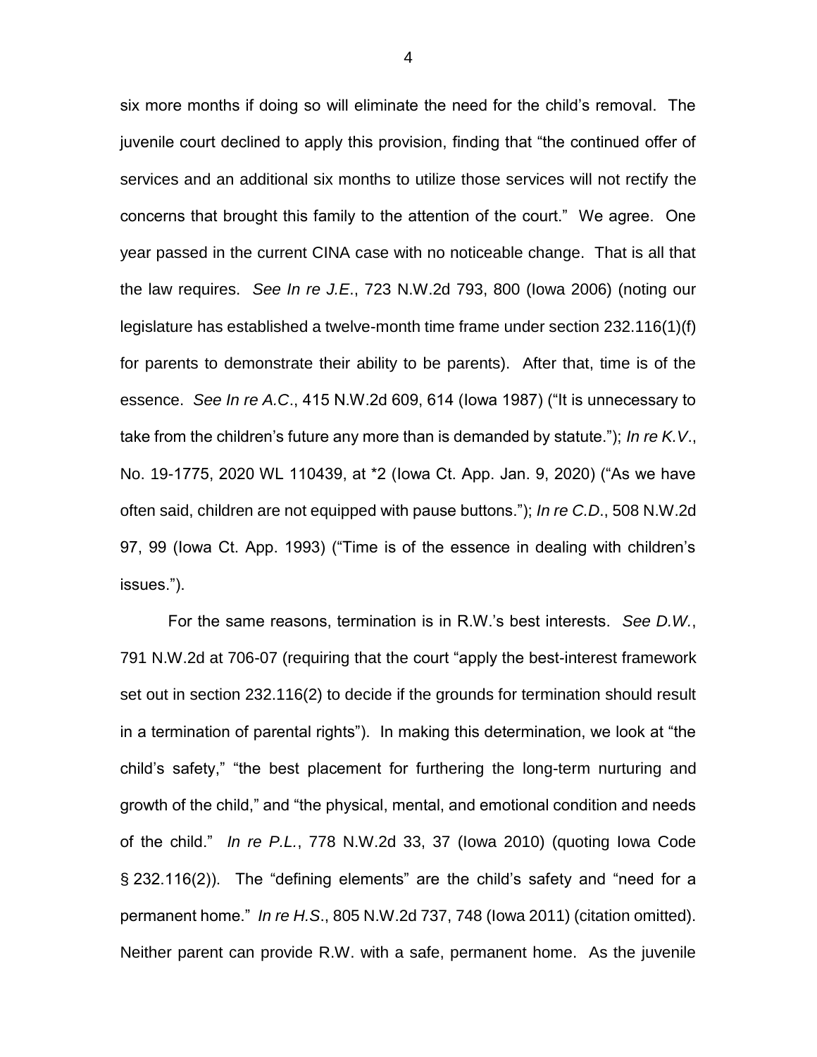six more months if doing so will eliminate the need for the child's removal. The juvenile court declined to apply this provision, finding that "the continued offer of services and an additional six months to utilize those services will not rectify the concerns that brought this family to the attention of the court." We agree. One year passed in the current CINA case with no noticeable change. That is all that the law requires. *See In re J.E.*, 723 N.W.2d 793, 800 (Iowa 2006) (noting our legislature has established a twelve-month time frame under section 232.116(1)(f) for parents to demonstrate their ability to be parents). After that, time is of the essence. *See In re A.C.*, 415 N.W.2d 609, 614 (Iowa 1987) ("It is unnecessary to take from the children's future any more than is demanded by statute."); *In re K.V.*, No. 19-1775, 2020 WL 110439, at *2 (Iowa Ct. App. Jan. 9, 2020) ("As we have often said, children are not equipped with pause buttons."); *In re C.D.*, 508 N.W.2d 97, 99 (Iowa Ct. App. 1993) ("Time is of the essence in dealing with children's issues.").

For the same reasons, termination is in R.W.'s best interests. *See D.W.*, 791 N.W.2d at 706-07 (requiring that the court "apply the best-interest framework set out in section 232.116(2) to decide if the grounds for termination should result in a termination of parental rights"). In making this determination, we look at "the child's safety," "the best placement for furthering the long-term nurturing and growth of the child," and "the physical, mental, and emotional condition and needs of the child." *In re P.L.*, 778 N.W.2d 33, 37 (Iowa 2010) (quoting Iowa Code § 232.116(2)). The "defining elements" are the child's safety and "need for a permanent home." *In re H.S.*, 805 N.W.2d 737, 748 (Iowa 2011) (citation omitted). Neither parent can provide R.W. with a safe, permanent home. As the juvenile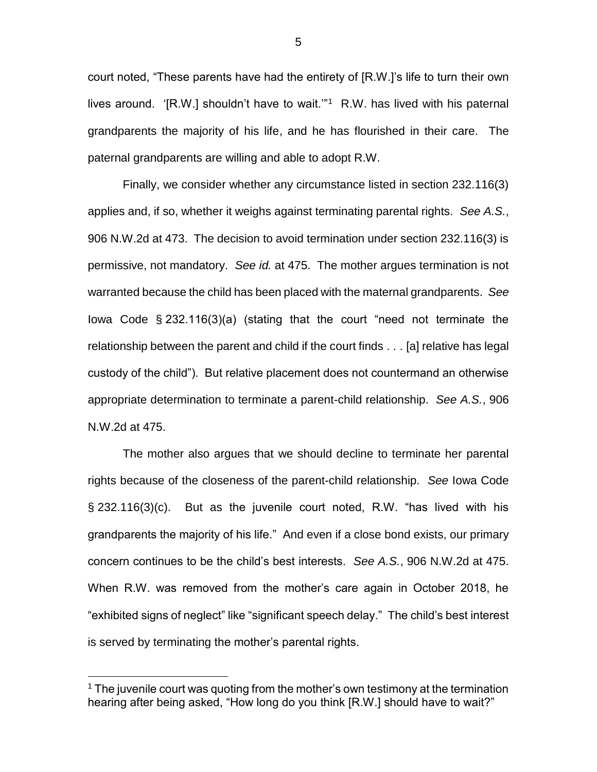court noted, "These parents have had the entirety of [R.W.]'s life to turn their own lives around. '[R.W.] shouldn't have to wait.'"[1] R.W. has lived with his paternal grandparents the majority of his life, and he has flourished in their care. The paternal grandparents are willing and able to adopt R.W.

Finally, we consider whether any circumstance listed in section 232.116(3) applies and, if so, whether it weighs against terminating parental rights. *See A.S.*, 906 N.W.2d at 473. The decision to avoid termination under section 232.116(3) is permissive, not mandatory. *See id.* at 475. The mother argues termination is not warranted because the child has been placed with the maternal grandparents. *See* Iowa Code § 232.116(3)(a) (stating that the court "need not terminate the relationship between the parent and child if the court finds . . . [a] relative has legal custody of the child"). But relative placement does not countermand an otherwise appropriate determination to terminate a parent-child relationship. *See A.S.*, 906 N.W.2d at 475.

The mother also argues that we should decline to terminate her parental rights because of the closeness of the parent-child relationship. *See* Iowa Code § 232.116(3)(c). But as the juvenile court noted, R.W. "has lived with his grandparents the majority of his life." And even if a close bond exists, our primary concern continues to be the child's best interests. *See A.S.*, 906 N.W.2d at 475. When R.W. was removed from the mother's care again in October 2018, he "exhibited signs of neglect" like "significant speech delay." The child's best interest is served by terminating the mother's parental rights.

[1] The juvenile court was quoting from the mother's own testimony at the termination hearing after being asked, "How long do you think [R.W.] should have to wait?"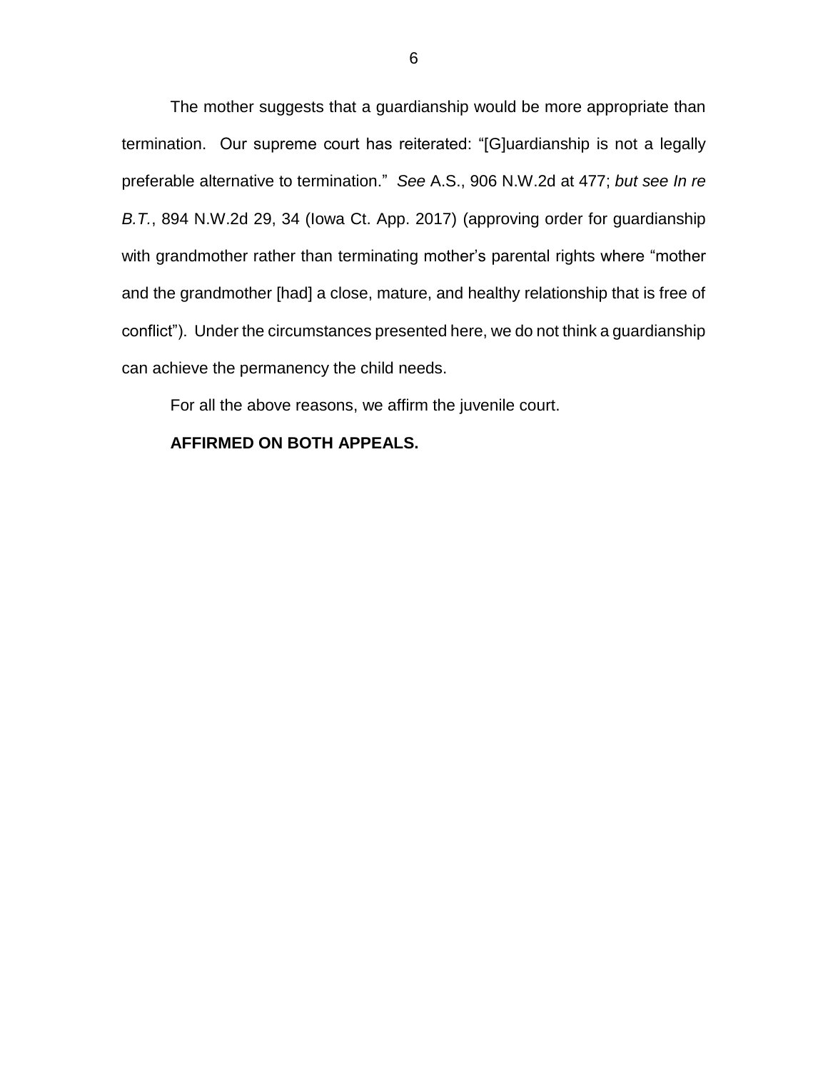The mother suggests that a guardianship would be more appropriate than termination. Our supreme court has reiterated: "[G]uardianship is not a legally preferable alternative to termination." *See* A.S., 906 N.W.2d at 477; *but see In re B.T.*, 894 N.W.2d 29, 34 (Iowa Ct. App. 2017) (approving order for guardianship with grandmother rather than terminating mother's parental rights where "mother and the grandmother [had] a close, mature, and healthy relationship that is free of conflict"). Under the circumstances presented here, we do not think a guardianship can achieve the permanency the child needs.

For all the above reasons, we affirm the juvenile court.

**AFFIRMED ON BOTH APPEALS.**